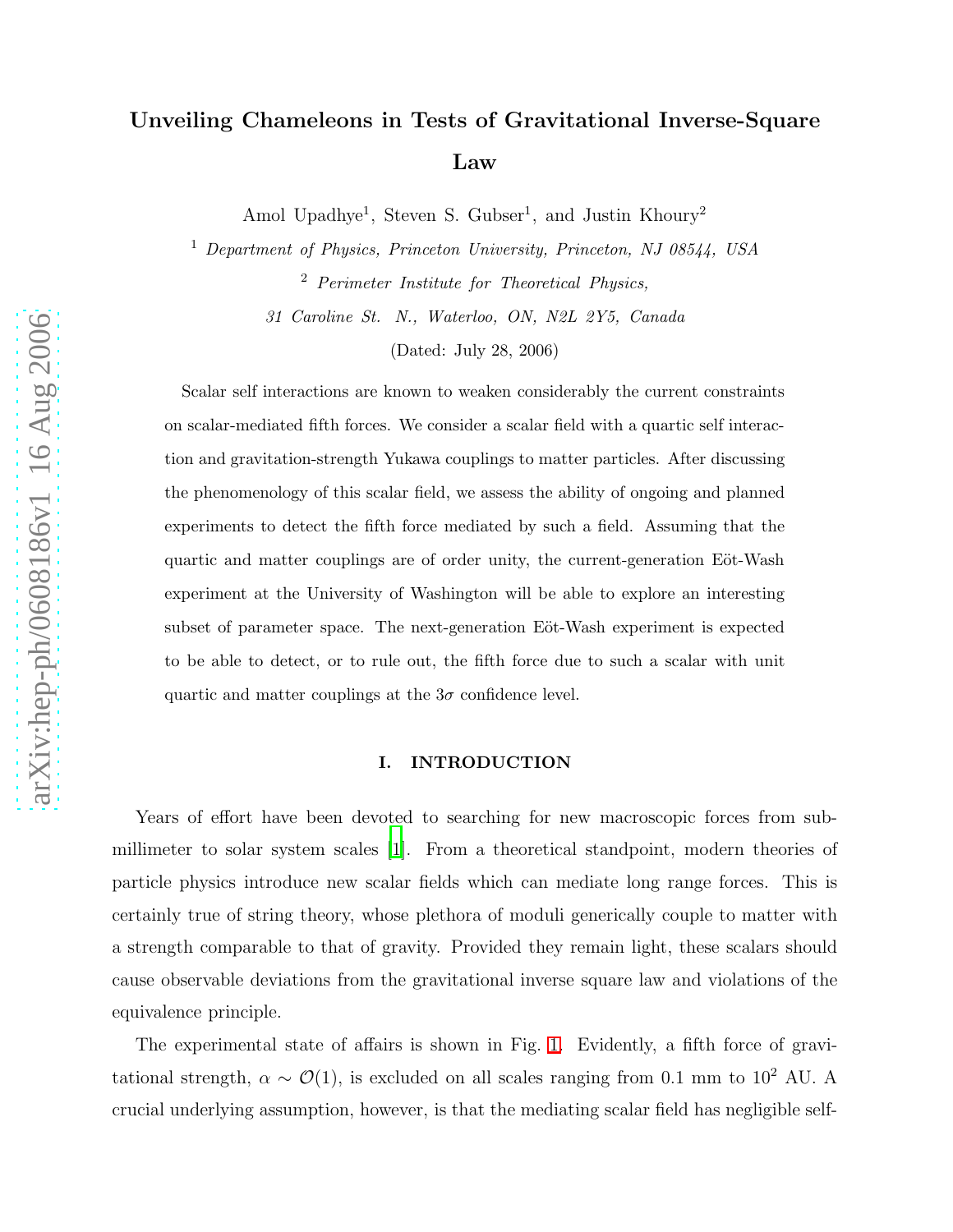# Unveiling Chameleons in Tests of Gravitational Inverse-Square Law

Amol Upadhye[1], Steven S. Gubser[1], and Justin Khoury[2]

[1] *Department of Physics, Princeton University, Princeton, NJ 08544, USA*

[2] *Perimeter Institute for Theoretical Physics, 31 Caroline St. N., Waterloo, ON, N2L 2Y5, Canada*

(Dated: July 28, 2006)

Scalar self interactions are known to weaken considerably the current constraints on scalar-mediated fifth forces. We consider a scalar field with a quartic self interaction and gravitation-strength Yukawa couplings to matter particles. After discussing the phenomenology of this scalar field, we assess the ability of ongoing and planned experiments to detect the fifth force mediated by such a field. Assuming that the quartic and matter couplings are of order unity, the current-generation Eöt-Wash experiment at the University of Washington will be able to explore an interesting subset of parameter space. The next-generation Eöt-Wash experiment is expected to be able to detect, or to rule out, the fifth force due to such a scalar with unit quartic and matter couplings at the $3\sigma$ confidence level.

## I. INTRODUCTION

Years of effort have been devoted to searching for new macroscopic forces from sub-millimeter to solar system scales [1]. From a theoretical standpoint, modern theories of particle physics introduce new scalar fields which can mediate long range forces. This is certainly true of string theory, whose plethora of moduli generically couple to matter with a strength comparable to that of gravity. Provided they remain light, these scalars should cause observable deviations from the gravitational inverse square law and violations of the equivalence principle.

The experimental state of affairs is shown in Fig. 1. Evidently, a fifth force of gravitational strength, $\alpha \sim \mathcal{O}(1)$, is excluded on all scales ranging from 0.1 mm to $10^2$ AU. A crucial underlying assumption, however, is that the mediating scalar field has negligible self-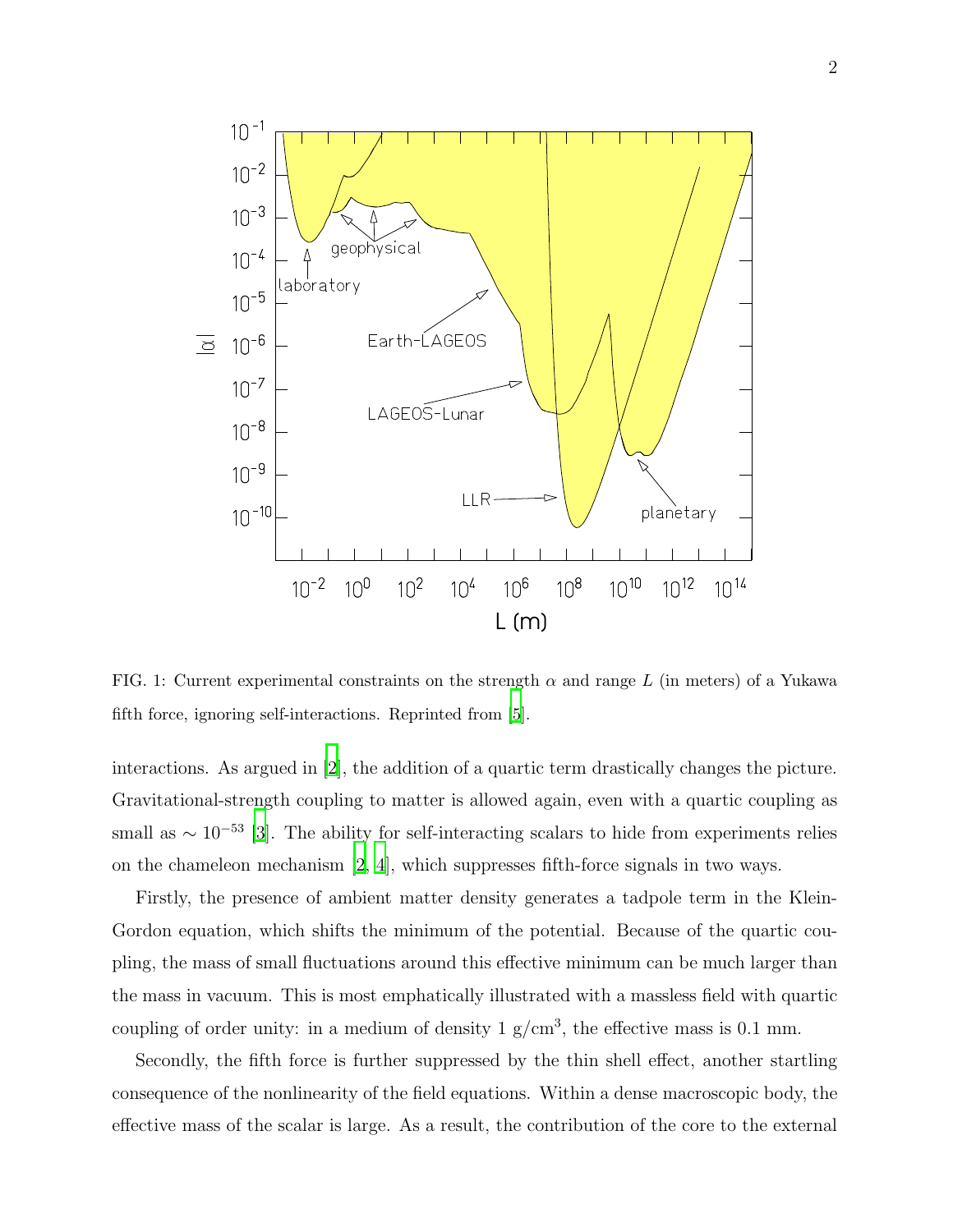FIG. 1: Current experimental constraints on the strength $\alpha$ and range $L$ (in meters) of a Yukawa fifth force, ignoring self-interactions. Reprinted from [5].

interactions. As argued in [2], the addition of a quartic term drastically changes the picture. Gravitational-strength coupling to matter is allowed again, even with a quartic coupling as small as $\sim 10^{-53}$ [3]. The ability for self-interacting scalars to hide from experiments relies on the chameleon mechanism [2, 4], which suppresses fifth-force signals in two ways.

Firstly, the presence of ambient matter density generates a tadpole term in the Klein-Gordon equation, which shifts the minimum of the potential. Because of the quartic coupling, the mass of small fluctuations around this effective minimum can be much larger than the mass in vacuum. This is most emphatically illustrated with a massless field with quartic coupling of order unity: in a medium of density 1 g/cm$^3$, the effective mass is 0.1 mm.

Secondly, the fifth force is further suppressed by the thin shell effect, another startling consequence of the nonlinearity of the field equations. Within a dense macroscopic body, the effective mass of the scalar is large. As a result, the contribution of the core to the external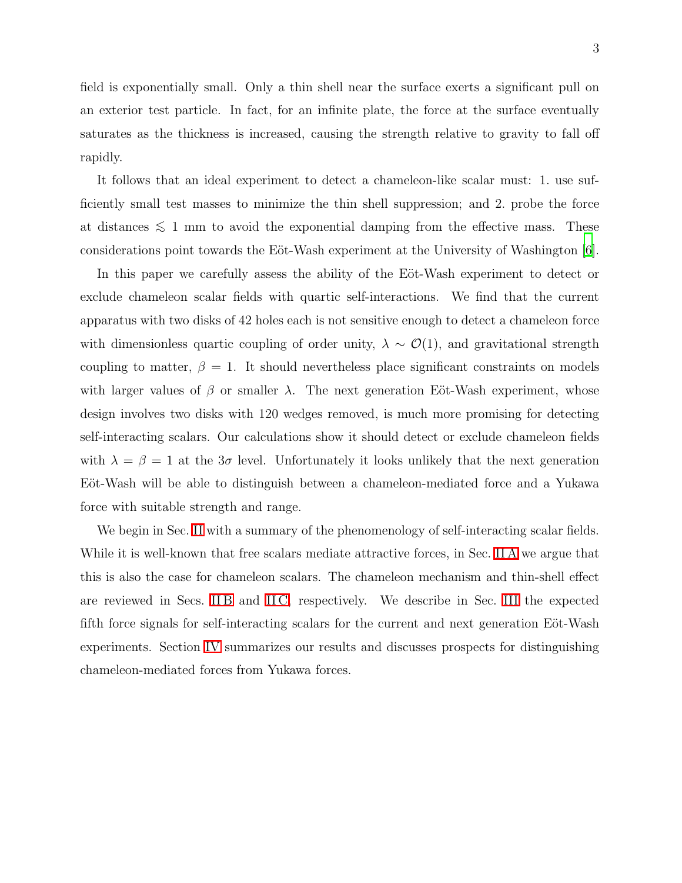field is exponentially small. Only a thin shell near the surface exerts a significant pull on an exterior test particle. In fact, for an infinite plate, the force at the surface eventually saturates as the thickness is increased, causing the strength relative to gravity to fall off rapidly.

It follows that an ideal experiment to detect a chameleon-like scalar must: 1. use sufficiently small test masses to minimize the thin shell suppression; and 2. probe the force at distances $\lesssim$ 1 mm to avoid the exponential damping from the effective mass. These considerations point towards the Eöt-Wash experiment at the University of Washington [6].

In this paper we carefully assess the ability of the Eöt-Wash experiment to detect or exclude chameleon scalar fields with quartic self-interactions. We find that the current apparatus with two disks of 42 holes each is not sensitive enough to detect a chameleon force with dimensionless quartic coupling of order unity, $\lambda \sim \mathcal{O}(1)$, and gravitational strength coupling to matter, $\beta = 1$. It should nevertheless place significant constraints on models with larger values of $\beta$ or smaller $\lambda$. The next generation Eöt-Wash experiment, whose design involves two disks with 120 wedges removed, is much more promising for detecting self-interacting scalars. Our calculations show it should detect or exclude chameleon fields with $\lambda = \beta = 1$ at the $3\sigma$ level. Unfortunately it looks unlikely that the next generation Eöt-Wash will be able to distinguish between a chameleon-mediated force and a Yukawa force with suitable strength and range.

We begin in Sec. II with a summary of the phenomenology of self-interacting scalar fields. While it is well-known that free scalars mediate attractive forces, in Sec. II A we argue that this is also the case for chameleon scalars. The chameleon mechanism and thin-shell effect are reviewed in Secs. II B and II C, respectively. We describe in Sec. III the expected fifth force signals for self-interacting scalars for the current and next generation Eöt-Wash experiments. Section IV summarizes our results and discusses prospects for distinguishing chameleon-mediated forces from Yukawa forces.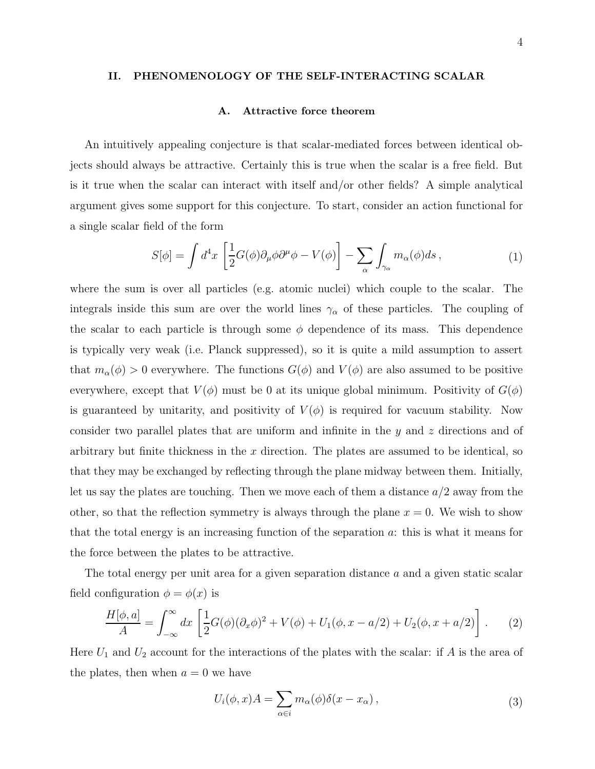## II. PHENOMENOLOGY OF THE SELF-INTERACTING SCALAR

### A. Attractive force theorem

An intuitively appealing conjecture is that scalar-mediated forces between identical objects should always be attractive. Certainly this is true when the scalar is a free field. But is it true when the scalar can interact with itself and/or other fields? A simple analytical argument gives some support for this conjecture. To start, consider an action functional for a single scalar field of the form

$$S[\phi] = \int d^4x \left[ \frac{1}{2} G(\phi) \partial_\mu \phi \partial^\mu \phi - V(\phi) \right] - \sum_\alpha \int_{\gamma_\alpha} m_\alpha(\phi) ds \,, \tag{1}$$

where the sum is over all particles (e.g. atomic nuclei) which couple to the scalar. The integrals inside this sum are over the world lines $\gamma_\alpha$ of these particles. The coupling of the scalar to each particle is through some $\phi$ dependence of its mass. This dependence is typically very weak (i.e. Planck suppressed), so it is quite a mild assumption to assert that $m_\alpha(\phi) > 0$ everywhere. The functions $G(\phi)$ and $V(\phi)$ are also assumed to be positive everywhere, except that $V(\phi)$ must be 0 at its unique global minimum. Positivity of $G(\phi)$ is guaranteed by unitarity, and positivity of $V(\phi)$ is required for vacuum stability. Now consider two parallel plates that are uniform and infinite in the $y$ and $z$ directions and of arbitrary but finite thickness in the $x$ direction. The plates are assumed to be identical, so that they may be exchanged by reflecting through the plane midway between them. Initially, let us say the plates are touching. Then we move each of them a distance $a/2$ away from the other, so that the reflection symmetry is always through the plane $x = 0$. We wish to show that the total energy is an increasing function of the separation $a$: this is what it means for the force between the plates to be attractive.

The total energy per unit area for a given separation distance $a$ and a given static scalar field configuration $\phi = \phi(x)$ is

$$\frac{H[\phi, a]}{A} = \int_{-\infty}^{\infty} dx \left[ \frac{1}{2} G(\phi)(\partial_x \phi)^2 + V(\phi) + U_1(\phi, x - a/2) + U_2(\phi, x + a/2) \right] . \tag{2}$$

Here $U_1$ and $U_2$ account for the interactions of the plates with the scalar: if $A$ is the area of the plates, then when $a = 0$ we have

$$U_i(\phi, x)A = \sum_{\alpha \in i} m_\alpha(\phi) \delta(x - x_\alpha) \,, \tag{3}$$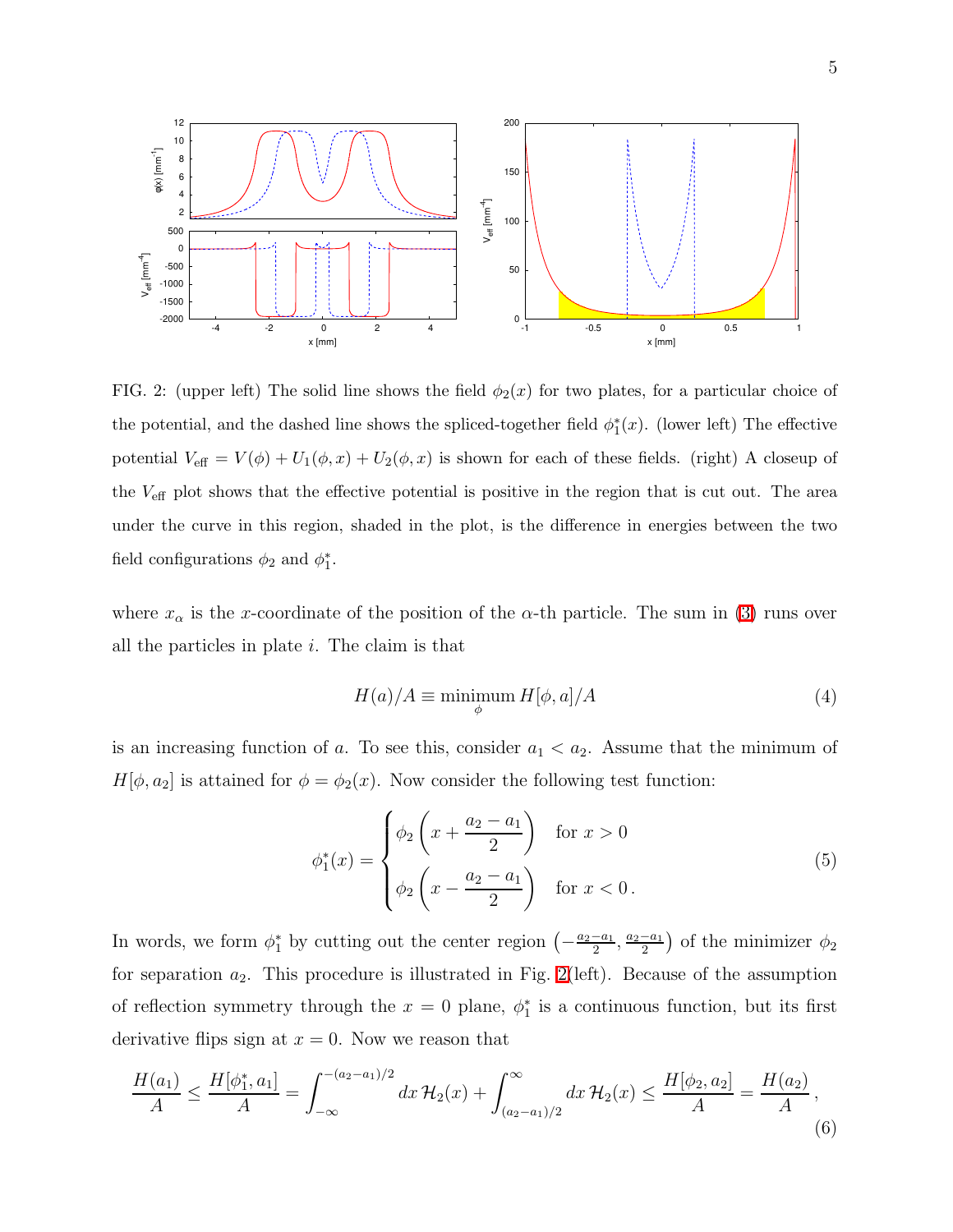FIG. 2: (upper left) The solid line shows the field $\phi_2(x)$ for two plates, for a particular choice of the potential, and the dashed line shows the spliced-together field $\phi_1^*(x)$. (lower left) The effective potential $V_{\rm eff} = V(\phi) + U_1(\phi, x) + U_2(\phi, x)$ is shown for each of these fields. (right) A closeup of the $V_{\rm eff}$ plot shows that the effective potential is positive in the region that is cut out. The area under the curve in this region, shaded in the plot, is the difference in energies between the two field configurations $\phi_2$ and $\phi_1^*$.

where $x_\alpha$ is the $x$-coordinate of the position of the $\alpha$-th particle. The sum in (3) runs over all the particles in plate $i$. The claim is that

$$H(a)/A \equiv \underset{\phi}{\text{minimum}}\, H[\phi, a]/A \tag{4}$$

is an increasing function of $a$. To see this, consider $a_1 < a_2$. Assume that the minimum of $H[\phi, a_2]$ is attained for $\phi = \phi_2(x)$. Now consider the following test function:

$$\phi_1^*(x) = \begin{cases} \phi_2\left(x + \dfrac{a_2 - a_1}{2}\right) & \text{for } x > 0 \\ \phi_2\left(x - \dfrac{a_2 - a_1}{2}\right) & \text{for } x < 0\,. \end{cases} \tag{5}$$

In words, we form $\phi_1^*$ by cutting out the center region $\left(-\frac{a_2-a_1}{2}, \frac{a_2-a_1}{2}\right)$ of the minimizer $\phi_2$ for separation $a_2$. This procedure is illustrated in Fig. 2(left). Because of the assumption of reflection symmetry through the $x = 0$ plane, $\phi_1^*$ is a continuous function, but its first derivative flips sign at $x = 0$. Now we reason that

$$\frac{H(a_1)}{A} \le \frac{H[\phi_1^*, a_1]}{A} = \int_{-\infty}^{-(a_2-a_1)/2} dx\, \mathcal{H}_2(x) + \int_{(a_2-a_1)/2}^{\infty} dx\, \mathcal{H}_2(x) \le \frac{H[\phi_2, a_2]}{A} = \frac{H(a_2)}{A}\,, \tag{6}$$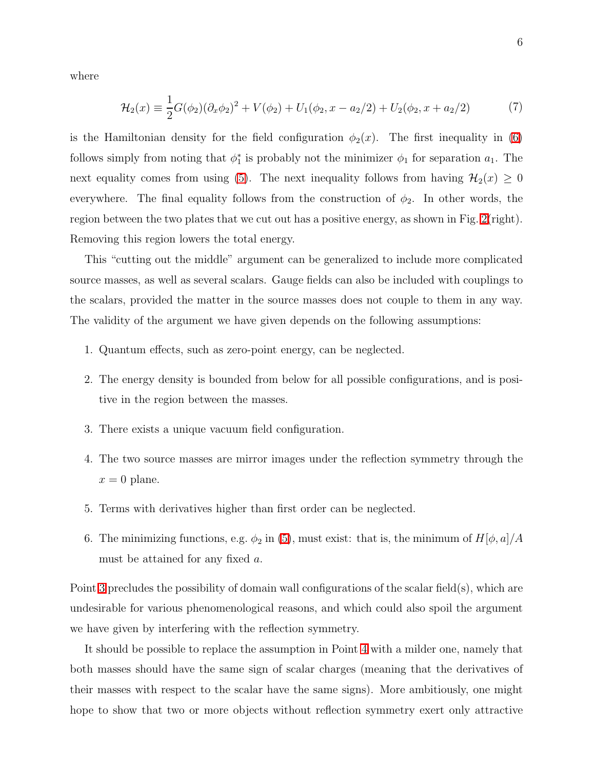where

$$\mathcal{H}_2(x) \equiv \frac{1}{2}G(\phi_2)(\partial_x\phi_2)^2 + V(\phi_2) + U_1(\phi_2, x - a_2/2) + U_2(\phi_2, x + a_2/2) \tag{7}$$

is the Hamiltonian density for the field configuration $\phi_2(x)$. The first inequality in (6) follows simply from noting that $\phi_1^*$ is probably not the minimizer $\phi_1$ for separation $a_1$. The next equality comes from using (5). The next inequality follows from having $\mathcal{H}_2(x) \geq 0$ everywhere. The final equality follows from the construction of $\phi_2$. In other words, the region between the two plates that we cut out has a positive energy, as shown in Fig. 2(right). Removing this region lowers the total energy.

This "cutting out the middle" argument can be generalized to include more complicated source masses, as well as several scalars. Gauge fields can also be included with couplings to the scalars, provided the matter in the source masses does not couple to them in any way. The validity of the argument we have given depends on the following assumptions:

1. Quantum effects, such as zero-point energy, can be neglected.
2. The energy density is bounded from below for all possible configurations, and is positive in the region between the masses.
3. There exists a unique vacuum field configuration.
4. The two source masses are mirror images under the reflection symmetry through the $x = 0$ plane.
5. Terms with derivatives higher than first order can be neglected.
6. The minimizing functions, e.g. $\phi_2$ in (5), must exist: that is, the minimum of $H[\phi, a]/A$ must be attained for any fixed $a$.

Point 3 precludes the possibility of domain wall configurations of the scalar field(s), which are undesirable for various phenomenological reasons, and which could also spoil the argument we have given by interfering with the reflection symmetry.

It should be possible to replace the assumption in Point 4 with a milder one, namely that both masses should have the same sign of scalar charges (meaning that the derivatives of their masses with respect to the scalar have the same signs). More ambitiously, one might hope to show that two or more objects without reflection symmetry exert only attractive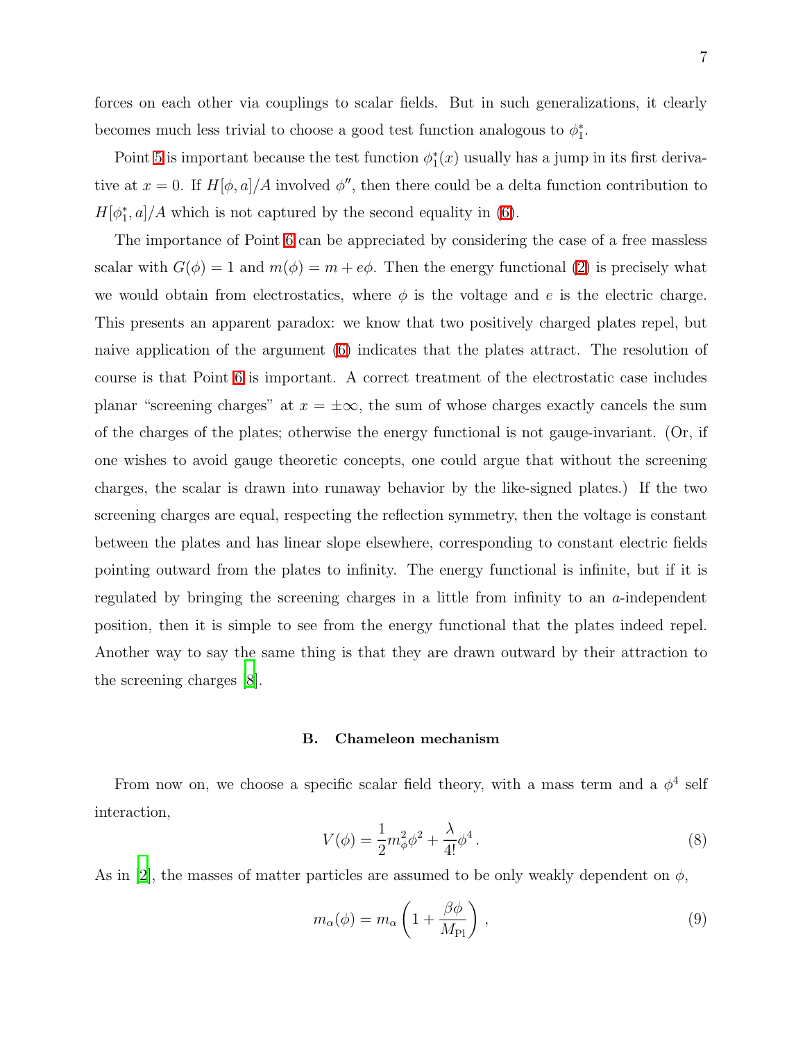forces on each other via couplings to scalar fields. But in such generalizations, it clearly becomes much less trivial to choose a good test function analogous to $\phi_1^*$.

Point 5 is important because the test function $\phi_1^*(x)$ usually has a jump in its first derivative at $x = 0$. If $H[\phi, a]/A$ involved $\phi''$, then there could be a delta function contribution to $H[\phi_1^*, a]/A$ which is not captured by the second equality in (6).

The importance of Point 6 can be appreciated by considering the case of a free massless scalar with $G(\phi) = 1$ and $m(\phi) = m + e\phi$. Then the energy functional (2) is precisely what we would obtain from electrostatics, where $\phi$ is the voltage and $e$ is the electric charge. This presents an apparent paradox: we know that two positively charged plates repel, but naive application of the argument (6) indicates that the plates attract. The resolution of course is that Point 6 is important. A correct treatment of the electrostatic case includes planar "screening charges" at $x = \pm\infty$, the sum of whose charges exactly cancels the sum of the charges of the plates; otherwise the energy functional is not gauge-invariant. (Or, if one wishes to avoid gauge theoretic concepts, one could argue that without the screening charges, the scalar is drawn into runaway behavior by the like-signed plates.) If the two screening charges are equal, respecting the reflection symmetry, then the voltage is constant between the plates and has linear slope elsewhere, corresponding to constant electric fields pointing outward from the plates to infinity. The energy functional is infinite, but if it is regulated by bringing the screening charges in a little from infinity to an $a$-independent position, then it is simple to see from the energy functional that the plates indeed repel. Another way to say the same thing is that they are drawn outward by their attraction to the screening charges [8].

### B. Chameleon mechanism

From now on, we choose a specific scalar field theory, with a mass term and a $\phi^4$ self interaction,

$$V(\phi) = \frac{1}{2} m_\phi^2 \phi^2 + \frac{\lambda}{4!} \phi^4 \,. \tag{8}$$

As in [2], the masses of matter particles are assumed to be only weakly dependent on $\phi$,

$$m_\alpha(\phi) = m_\alpha \left( 1 + \frac{\beta \phi}{M_{\rm Pl}} \right) \,, \tag{9}$$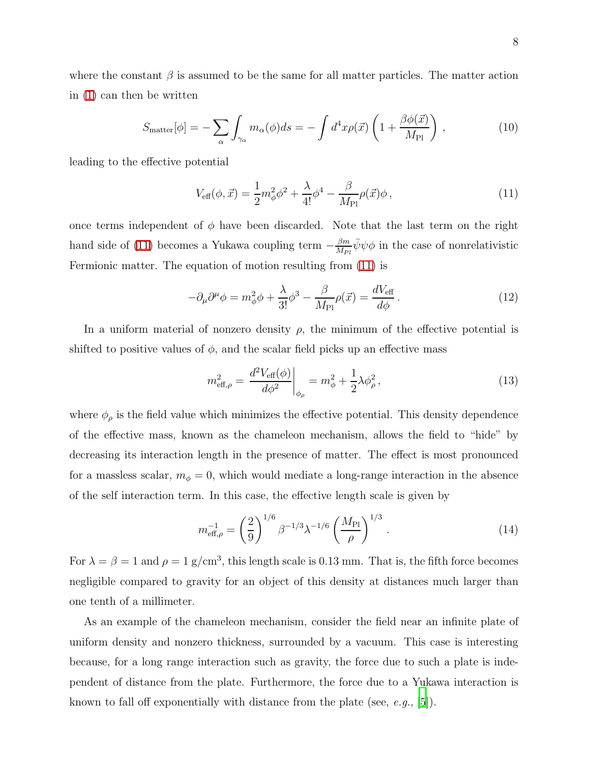where the constant $\beta$ is assumed to be the same for all matter particles. The matter action in (1) can then be written

$$S_{\rm matter}[\phi] = -\sum_\alpha \int_{\gamma_\alpha} m_\alpha(\phi) ds = -\int d^4x \rho(\vec{x}) \left(1 + \frac{\beta \phi(\vec{x})}{M_{\rm Pl}}\right) , \tag{10}$$

leading to the effective potential

$$V_{\rm eff}(\phi, \vec{x}) = \frac{1}{2} m_\phi^2 \phi^2 + \frac{\lambda}{4!}\phi^4 - \frac{\beta}{M_{\rm Pl}} \rho(\vec{x})\phi \,, \tag{11}$$

once terms independent of $\phi$ have been discarded. Note that the last term on the right hand side of (11) becomes a Yukawa coupling term $-\frac{\beta m}{M_{Pl}}\bar{\psi}\psi\phi$ in the case of nonrelativistic Fermionic matter. The equation of motion resulting from (11) is

$$-\partial_\mu \partial^\mu \phi = m_\phi^2 \phi + \frac{\lambda}{3!}\phi^3 - \frac{\beta}{M_{\rm Pl}}\rho(\vec{x}) = \frac{dV_{\rm eff}}{d\phi} \,. \tag{12}$$

In a uniform material of nonzero density $\rho$, the minimum of the effective potential is shifted to positive values of $\phi$, and the scalar field picks up an effective mass

$$m_{{\rm eff},\rho}^2 = \left.\frac{d^2 V_{\rm eff}(\phi)}{d\phi^2}\right|_{\phi_\rho} = m_\phi^2 + \frac{1}{2}\lambda \phi_\rho^2 \,, \tag{13}$$

where $\phi_\rho$ is the field value which minimizes the effective potential. This density dependence of the effective mass, known as the chameleon mechanism, allows the field to "hide" by decreasing its interaction length in the presence of matter. The effect is most pronounced for a massless scalar, $m_\phi = 0$, which would mediate a long-range interaction in the absence of the self interaction term. In this case, the effective length scale is given by

$$m_{{\rm eff},\rho}^{-1} = \left(\frac{2}{9}\right)^{1/6} \beta^{-1/3} \lambda^{-1/6} \left(\frac{M_{\rm Pl}}{\rho}\right)^{1/3} \,. \tag{14}$$

For $\lambda = \beta = 1$ and $\rho = 1$ g/cm$^3$, this length scale is 0.13 mm. That is, the fifth force becomes negligible compared to gravity for an object of this density at distances much larger than one tenth of a millimeter.

As an example of the chameleon mechanism, consider the field near an infinite plate of uniform density and nonzero thickness, surrounded by a vacuum. This case is interesting because, for a long range interaction such as gravity, the force due to such a plate is independent of distance from the plate. Furthermore, the force due to a Yukawa interaction is known to fall off exponentially with distance from the plate (see, *e.g.*, [5]).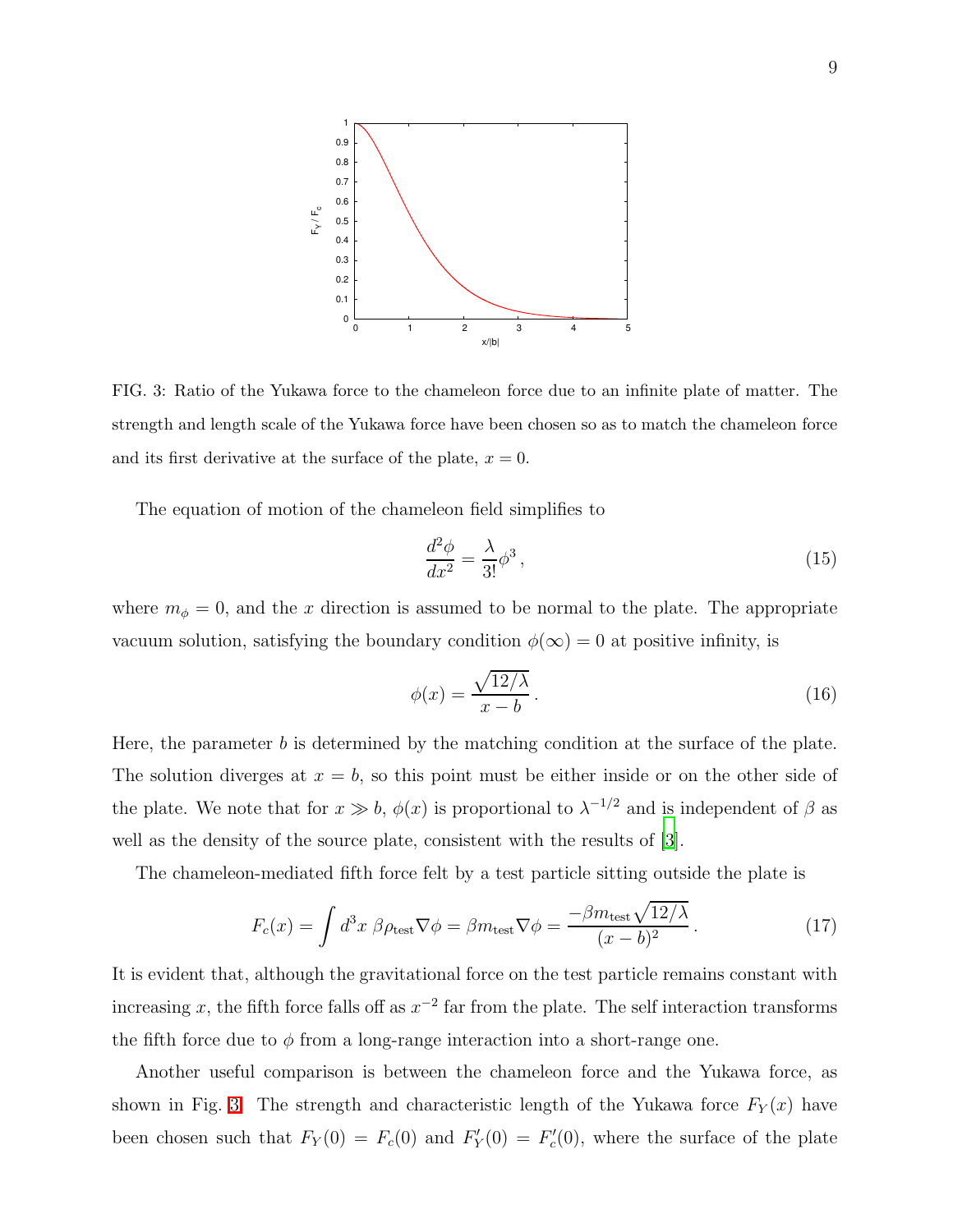FIG. 3: Ratio of the Yukawa force to the chameleon force due to an infinite plate of matter. The strength and length scale of the Yukawa force have been chosen so as to match the chameleon force and its first derivative at the surface of the plate, $x = 0$.

The equation of motion of the chameleon field simplifies to

$$\frac{d^2\phi}{dx^2} = \frac{\lambda}{3!}\phi^3\,, \tag{15}$$

where $m_\phi = 0$, and the $x$ direction is assumed to be normal to the plate. The appropriate vacuum solution, satisfying the boundary condition $\phi(\infty) = 0$ at positive infinity, is

$$\phi(x) = \frac{\sqrt{12/\lambda}}{x - b}\,. \tag{16}$$

Here, the parameter $b$ is determined by the matching condition at the surface of the plate. The solution diverges at $x = b$, so this point must be either inside or on the other side of the plate. We note that for $x \gg b$, $\phi(x)$ is proportional to $\lambda^{-1/2}$ and is independent of $\beta$ as well as the density of the source plate, consistent with the results of [3].

The chameleon-mediated fifth force felt by a test particle sitting outside the plate is

$$F_c(x) = \int d^3x\ \beta\rho_{\rm test}\nabla\phi = \beta m_{\rm test}\nabla\phi = \frac{-\beta m_{\rm test}\sqrt{12/\lambda}}{(x-b)^2}\,. \tag{17}$$

It is evident that, although the gravitational force on the test particle remains constant with increasing $x$, the fifth force falls off as $x^{-2}$ far from the plate. The self interaction transforms the fifth force due to $\phi$ from a long-range interaction into a short-range one.

Another useful comparison is between the chameleon force and the Yukawa force, as shown in Fig. 3. The strength and characteristic length of the Yukawa force $F_Y(x)$ have been chosen such that $F_Y(0) = F_c(0)$ and $F_Y'(0) = F_c'(0)$, where the surface of the plate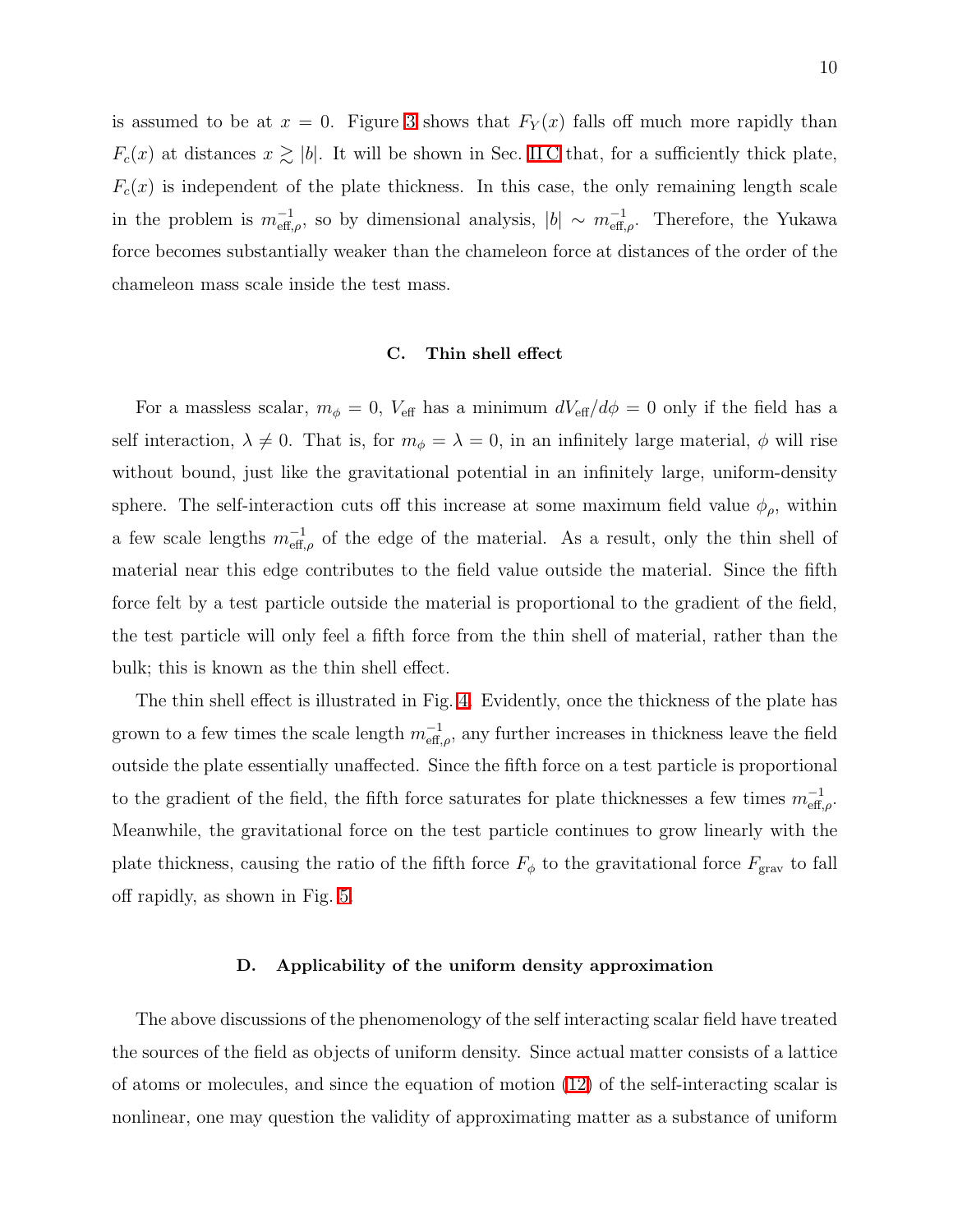is assumed to be at $x = 0$. Figure 3 shows that $F_Y(x)$ falls off much more rapidly than $F_c(x)$ at distances $x \gtrsim |b|$. It will be shown in Sec. II C that, for a sufficiently thick plate, $F_c(x)$ is independent of the plate thickness. In this case, the only remaining length scale in the problem is $m_{\text{eff},\rho}^{-1}$, so by dimensional analysis, $|b| \sim m_{\text{eff},\rho}^{-1}$. Therefore, the Yukawa force becomes substantially weaker than the chameleon force at distances of the order of the chameleon mass scale inside the test mass.

### C. Thin shell effect

For a massless scalar, $m_\phi = 0$, $V_{\text{eff}}$ has a minimum $dV_{\text{eff}}/d\phi = 0$ only if the field has a self interaction, $\lambda \neq 0$. That is, for $m_\phi = \lambda = 0$, in an infinitely large material, $\phi$ will rise without bound, just like the gravitational potential in an infinitely large, uniform-density sphere. The self-interaction cuts off this increase at some maximum field value $\phi_\rho$, within a few scale lengths $m_{\text{eff},\rho}^{-1}$ of the edge of the material. As a result, only the thin shell of material near this edge contributes to the field value outside the material. Since the fifth force felt by a test particle outside the material is proportional to the gradient of the field, the test particle will only feel a fifth force from the thin shell of material, rather than the bulk; this is known as the thin shell effect.

The thin shell effect is illustrated in Fig. 4. Evidently, once the thickness of the plate has grown to a few times the scale length $m_{\text{eff},\rho}^{-1}$, any further increases in thickness leave the field outside the plate essentially unaffected. Since the fifth force on a test particle is proportional to the gradient of the field, the fifth force saturates for plate thicknesses a few times $m_{\text{eff},\rho}^{-1}$. Meanwhile, the gravitational force on the test particle continues to grow linearly with the plate thickness, causing the ratio of the fifth force $F_\phi$ to the gravitational force $F_{\text{grav}}$ to fall off rapidly, as shown in Fig. 5.

### D. Applicability of the uniform density approximation

The above discussions of the phenomenology of the self interacting scalar field have treated the sources of the field as objects of uniform density. Since actual matter consists of a lattice of atoms or molecules, and since the equation of motion (12) of the self-interacting scalar is nonlinear, one may question the validity of approximating matter as a substance of uniform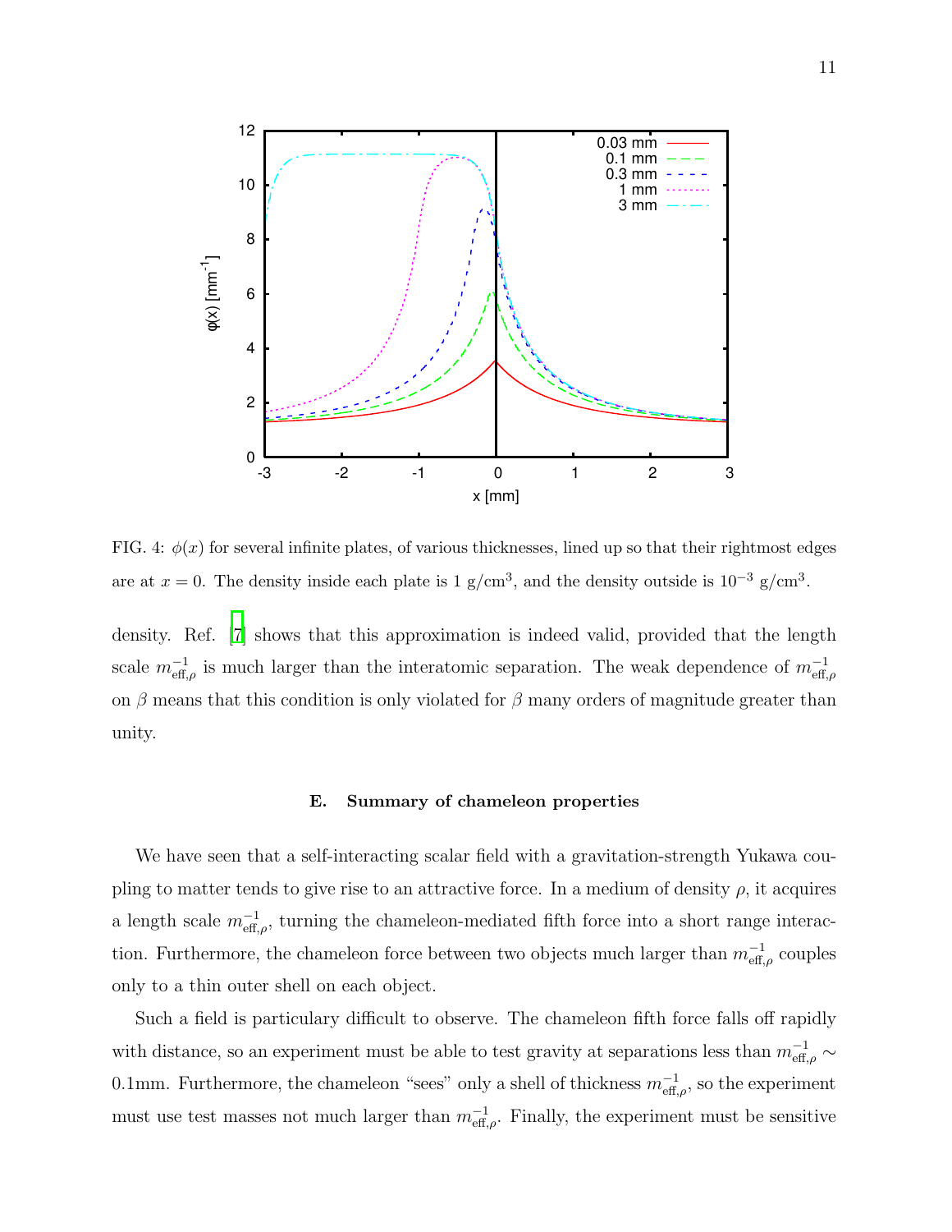FIG. 4: $\phi(x)$ for several infinite plates, of various thicknesses, lined up so that their rightmost edges are at $x = 0$. The density inside each plate is 1 g/cm$^3$, and the density outside is $10^{-3}$ g/cm$^3$.

density. Ref. [7] shows that this approximation is indeed valid, provided that the length scale $m_{\text{eff},\rho}^{-1}$ is much larger than the interatomic separation. The weak dependence of $m_{\text{eff},\rho}^{-1}$ on $\beta$ means that this condition is only violated for $\beta$ many orders of magnitude greater than unity.

### E. Summary of chameleon properties

We have seen that a self-interacting scalar field with a gravitation-strength Yukawa coupling to matter tends to give rise to an attractive force. In a medium of density $\rho$, it acquires a length scale $m_{\text{eff},\rho}^{-1}$, turning the chameleon-mediated fifth force into a short range interaction. Furthermore, the chameleon force between two objects much larger than $m_{\text{eff},\rho}^{-1}$ couples only to a thin outer shell on each object.

Such a field is particulary difficult to observe. The chameleon fifth force falls off rapidly with distance, so an experiment must be able to test gravity at separations less than $m_{\text{eff},\rho}^{-1} \sim$ 0.1mm. Furthermore, the chameleon "sees" only a shell of thickness $m_{\text{eff},\rho}^{-1}$, so the experiment must use test masses not much larger than $m_{\text{eff},\rho}^{-1}$. Finally, the experiment must be sensitive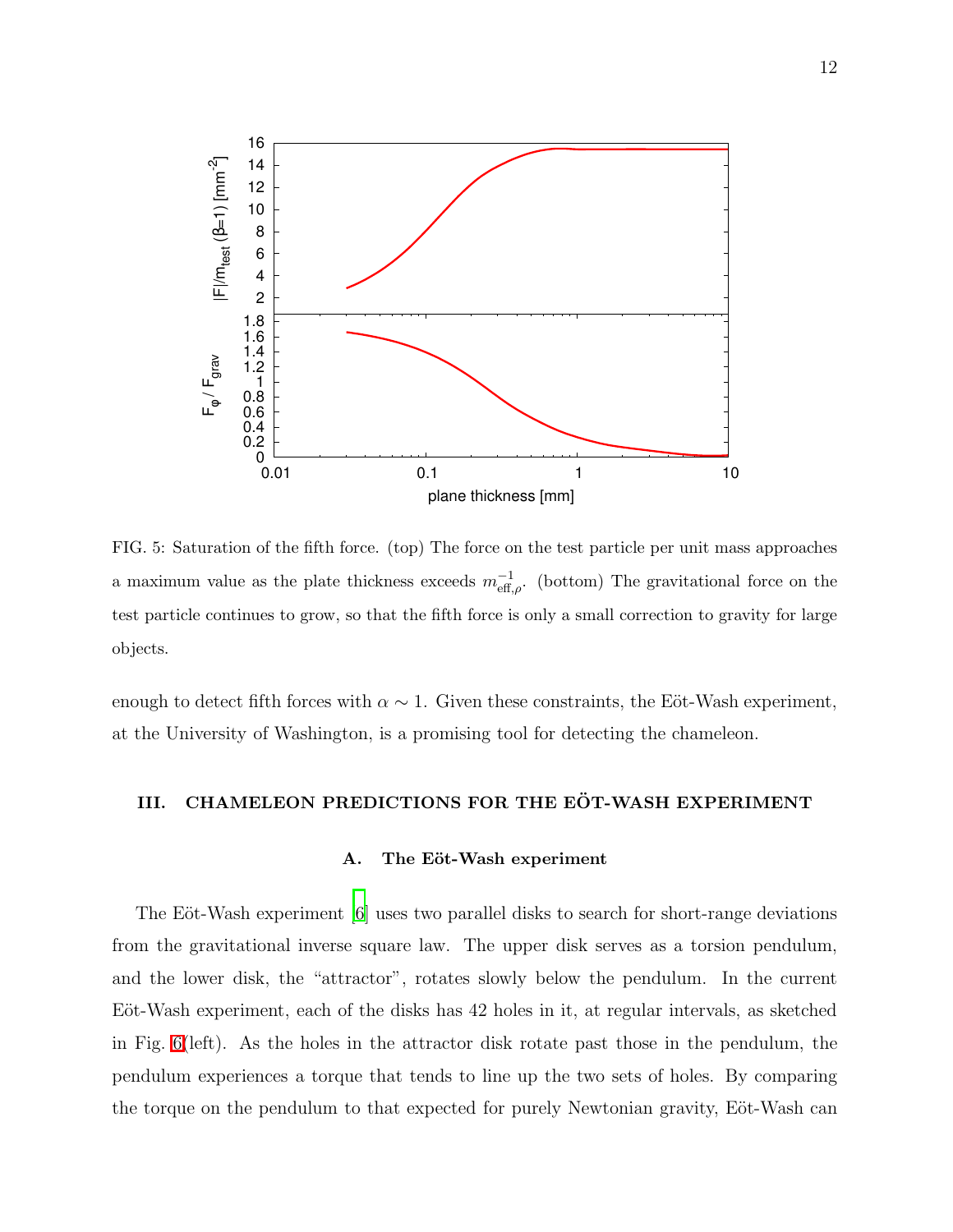FIG. 5: Saturation of the fifth force. (top) The force on the test particle per unit mass approaches a maximum value as the plate thickness exceeds $m_{\mathrm{eff},\rho}^{-1}$. (bottom) The gravitational force on the test particle continues to grow, so that the fifth force is only a small correction to gravity for large objects.

enough to detect fifth forces with $\alpha \sim 1$. Given these constraints, the Eöt-Wash experiment, at the University of Washington, is a promising tool for detecting the chameleon.

## III. CHAMELEON PREDICTIONS FOR THE EÖT-WASH EXPERIMENT

### A. The Eöt-Wash experiment

The Eöt-Wash experiment [6] uses two parallel disks to search for short-range deviations from the gravitational inverse square law. The upper disk serves as a torsion pendulum, and the lower disk, the "attractor", rotates slowly below the pendulum. In the current Eöt-Wash experiment, each of the disks has 42 holes in it, at regular intervals, as sketched in Fig. 6(left). As the holes in the attractor disk rotate past those in the pendulum, the pendulum experiences a torque that tends to line up the two sets of holes. By comparing the torque on the pendulum to that expected for purely Newtonian gravity, Eöt-Wash can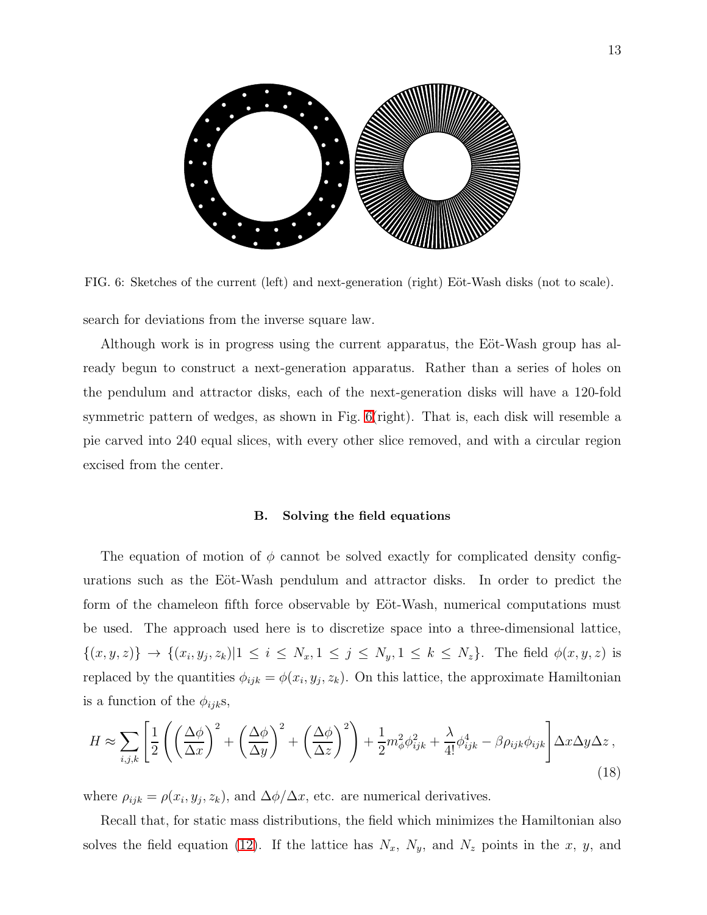FIG. 6: Sketches of the current (left) and next-generation (right) Eöt-Wash disks (not to scale).

search for deviations from the inverse square law.

Although work is in progress using the current apparatus, the Eöt-Wash group has already begun to construct a next-generation apparatus. Rather than a series of holes on the pendulum and attractor disks, each of the next-generation disks will have a 120-fold symmetric pattern of wedges, as shown in Fig. 6(right). That is, each disk will resemble a pie carved into 240 equal slices, with every other slice removed, and with a circular region excised from the center.

### B. Solving the field equations

The equation of motion of $\phi$ cannot be solved exactly for complicated density configurations such as the Eöt-Wash pendulum and attractor disks. In order to predict the form of the chameleon fifth force observable by Eöt-Wash, numerical computations must be used. The approach used here is to discretize space into a three-dimensional lattice, $\{(x, y, z)\} \rightarrow \{(x_i, y_j, z_k) | 1 \leq i \leq N_x, 1 \leq j \leq N_y, 1 \leq k \leq N_z\}$. The field $\phi(x, y, z)$ is replaced by the quantities $\phi_{ijk} = \phi(x_i, y_j, z_k)$. On this lattice, the approximate Hamiltonian is a function of the $\phi_{ijk}$s,

$$H \approx \sum_{i,j,k} \left[ \frac{1}{2} \left( \left(\frac{\Delta\phi}{\Delta x}\right)^2 + \left(\frac{\Delta\phi}{\Delta y}\right)^2 + \left(\frac{\Delta\phi}{\Delta z}\right)^2 \right) + \frac{1}{2} m_\phi^2 \phi_{ijk}^2 + \frac{\lambda}{4!} \phi_{ijk}^4 - \beta \rho_{ijk} \phi_{ijk} \right] \Delta x \Delta y \Delta z \,, \tag{18}$$

where $\rho_{ijk} = \rho(x_i, y_j, z_k)$, and $\Delta\phi/\Delta x$, etc. are numerical derivatives.

Recall that, for static mass distributions, the field which minimizes the Hamiltonian also solves the field equation (12). If the lattice has $N_x$, $N_y$, and $N_z$ points in the $x$, $y$, and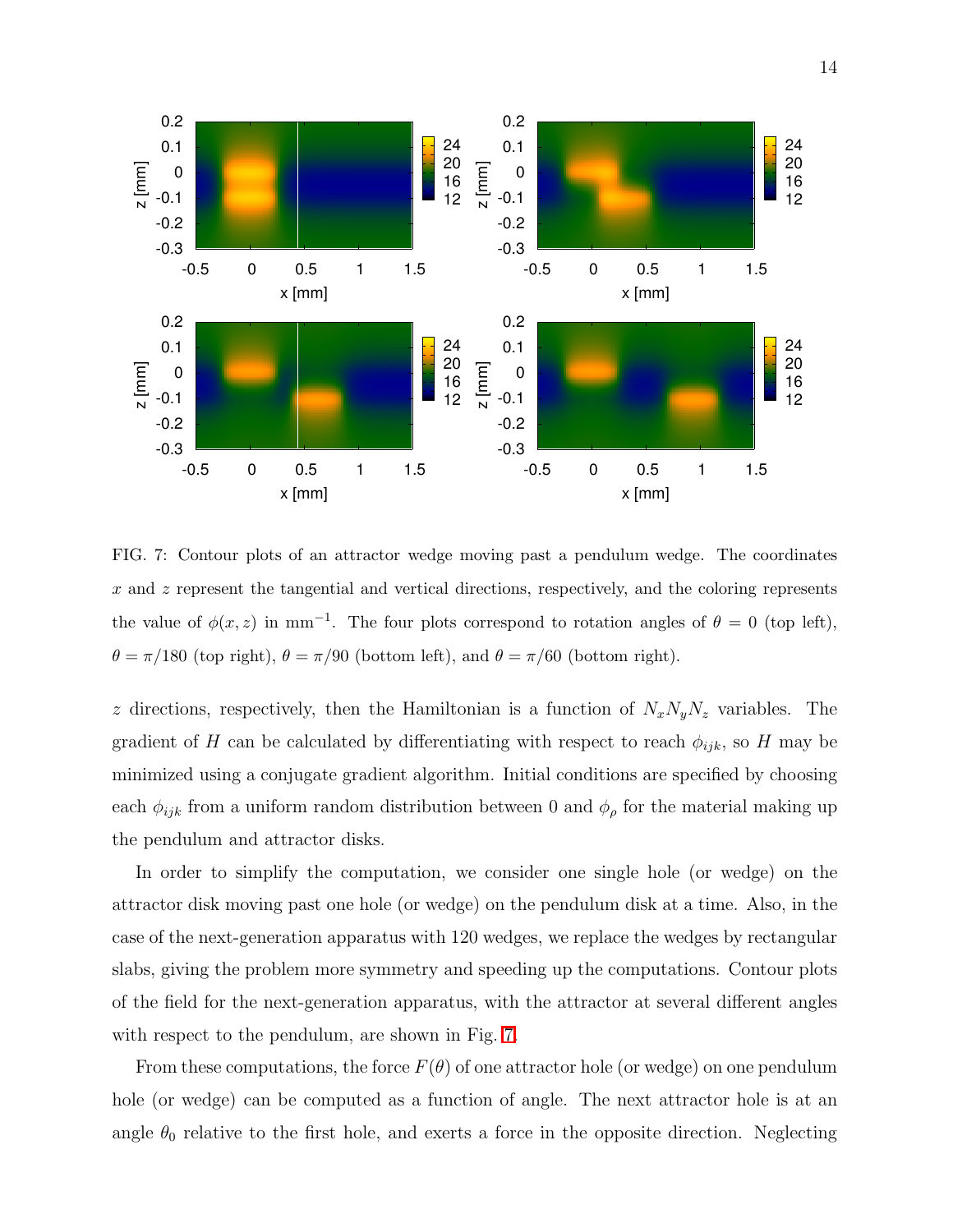FIG. 7: Contour plots of an attractor wedge moving past a pendulum wedge. The coordinates $x$ and $z$ represent the tangential and vertical directions, respectively, and the coloring represents the value of $\phi(x, z)$ in $\mathrm{mm}^{-1}$. The four plots correspond to rotation angles of $\theta = 0$ (top left), $\theta = \pi/180$ (top right), $\theta = \pi/90$ (bottom left), and $\theta = \pi/60$ (bottom right).

$z$ directions, respectively, then the Hamiltonian is a function of $N_x N_y N_z$ variables. The gradient of $H$ can be calculated by differentiating with respect to reach $\phi_{ijk}$, so $H$ may be minimized using a conjugate gradient algorithm. Initial conditions are specified by choosing each $\phi_{ijk}$ from a uniform random distribution between 0 and $\phi_\rho$ for the material making up the pendulum and attractor disks.

In order to simplify the computation, we consider one single hole (or wedge) on the attractor disk moving past one hole (or wedge) on the pendulum disk at a time. Also, in the case of the next-generation apparatus with 120 wedges, we replace the wedges by rectangular slabs, giving the problem more symmetry and speeding up the computations. Contour plots of the field for the next-generation apparatus, with the attractor at several different angles with respect to the pendulum, are shown in Fig. 7.

From these computations, the force $F(\theta)$ of one attractor hole (or wedge) on one pendulum hole (or wedge) can be computed as a function of angle. The next attractor hole is at an angle $\theta_0$ relative to the first hole, and exerts a force in the opposite direction. Neglecting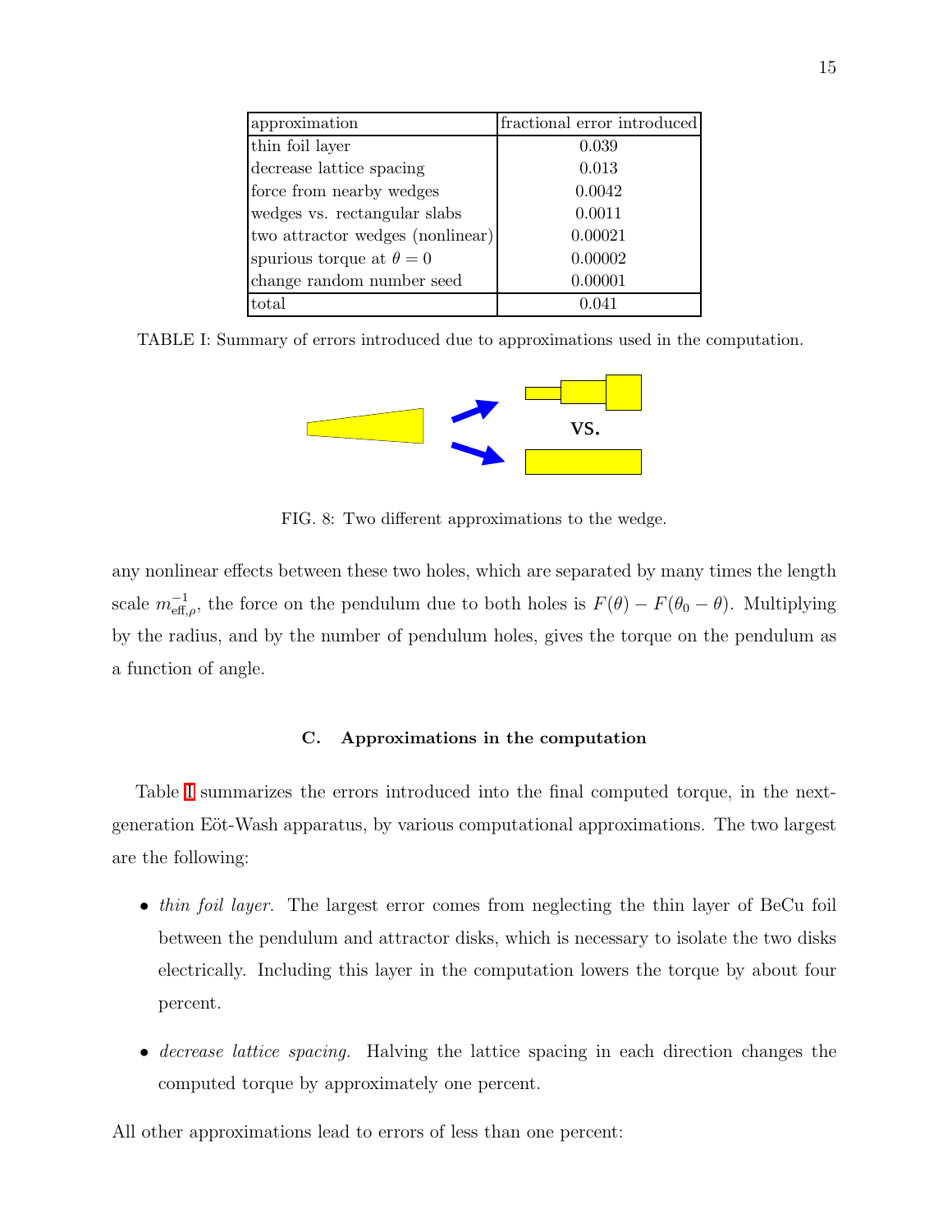| approximation | fractional error introduced |
| --- | --- |
| thin foil layer | 0.039 |
| decrease lattice spacing | 0.013 |
| force from nearby wedges | 0.0042 |
| wedges vs. rectangular slabs | 0.0011 |
| two attractor wedges (nonlinear) | 0.00021 |
| spurious torque at $\theta = 0$ | 0.00002 |
| change random number seed | 0.00001 |
| total | 0.041 |

TABLE I: Summary of errors introduced due to approximations used in the computation.

FIG. 8: Two different approximations to the wedge.

any nonlinear effects between these two holes, which are separated by many times the length scale $m_{\text{eff},\rho}^{-1}$, the force on the pendulum due to both holes is $F(\theta) - F(\theta_0 - \theta)$. Multiplying by the radius, and by the number of pendulum holes, gives the torque on the pendulum as a function of angle.

### C. Approximations in the computation

Table I summarizes the errors introduced into the final computed torque, in the next-generation Eöt-Wash apparatus, by various computational approximations. The two largest are the following:

- *thin foil layer.* The largest error comes from neglecting the thin layer of BeCu foil between the pendulum and attractor disks, which is necessary to isolate the two disks electrically. Including this layer in the computation lowers the torque by about four percent.
- *decrease lattice spacing.* Halving the lattice spacing in each direction changes the computed torque by approximately one percent.

All other approximations lead to errors of less than one percent: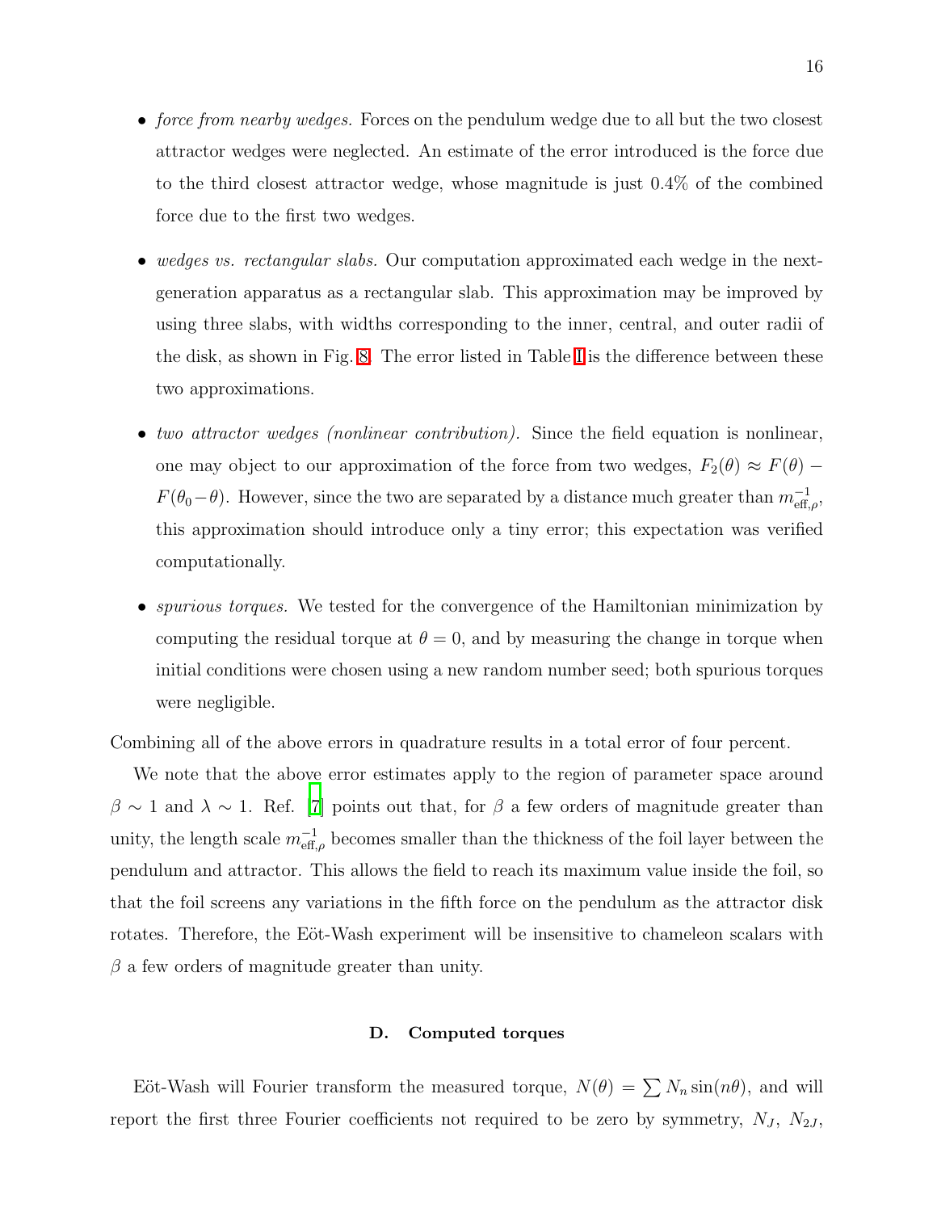- *force from nearby wedges.* Forces on the pendulum wedge due to all but the two closest attractor wedges were neglected. An estimate of the error introduced is the force due to the third closest attractor wedge, whose magnitude is just 0.4% of the combined force due to the first two wedges.

- *wedges vs. rectangular slabs.* Our computation approximated each wedge in the next-generation apparatus as a rectangular slab. This approximation may be improved by using three slabs, with widths corresponding to the inner, central, and outer radii of the disk, as shown in Fig. 8. The error listed in Table I is the difference between these two approximations.

- *two attractor wedges (nonlinear contribution).* Since the field equation is nonlinear, one may object to our approximation of the force from two wedges, $F_2(\theta) \approx F(\theta) - F(\theta_0 - \theta)$. However, since the two are separated by a distance much greater than $m_{\mathrm{eff},\rho}^{-1}$, this approximation should introduce only a tiny error; this expectation was verified computationally.

- *spurious torques.* We tested for the convergence of the Hamiltonian minimization by computing the residual torque at $\theta = 0$, and by measuring the change in torque when initial conditions were chosen using a new random number seed; both spurious torques were negligible.

Combining all of the above errors in quadrature results in a total error of four percent.

We note that the above error estimates apply to the region of parameter space around $\beta \sim 1$ and $\lambda \sim 1$. Ref. [7] points out that, for $\beta$ a few orders of magnitude greater than unity, the length scale $m_{\mathrm{eff},\rho}^{-1}$ becomes smaller than the thickness of the foil layer between the pendulum and attractor. This allows the field to reach its maximum value inside the foil, so that the foil screens any variations in the fifth force on the pendulum as the attractor disk rotates. Therefore, the Eöt-Wash experiment will be insensitive to chameleon scalars with $\beta$ a few orders of magnitude greater than unity.

### D. Computed torques

Eöt-Wash will Fourier transform the measured torque, $N(\theta) = \sum N_n \sin(n\theta)$, and will report the first three Fourier coefficients not required to be zero by symmetry, $N_J$, $N_{2J}$,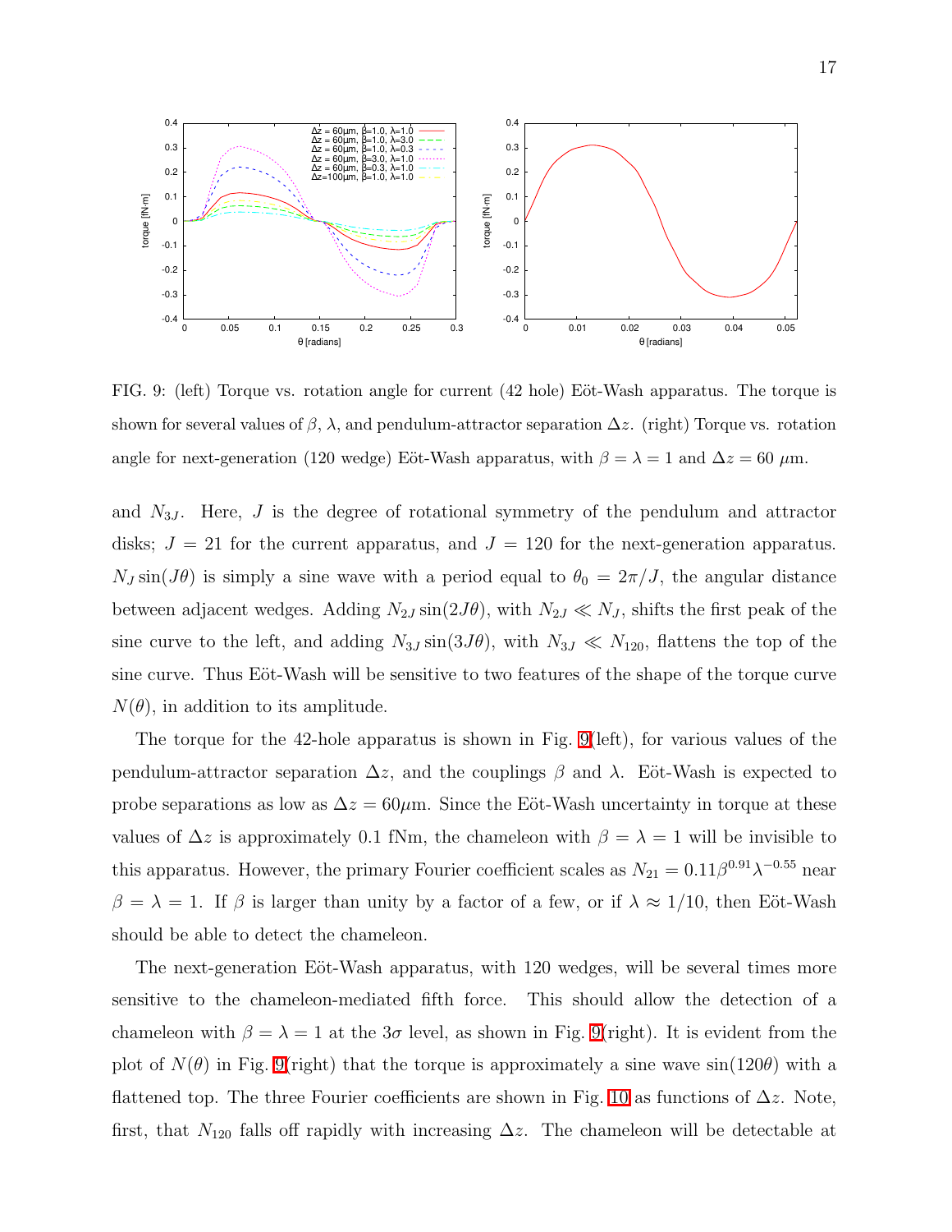FIG. 9: (left) Torque vs. rotation angle for current (42 hole) Eöt-Wash apparatus. The torque is shown for several values of $\beta$, $\lambda$, and pendulum-attractor separation $\Delta z$. (right) Torque vs. rotation angle for next-generation (120 wedge) Eöt-Wash apparatus, with $\beta = \lambda = 1$ and $\Delta z = 60$ $\mu$m.

and $N_{3J}$. Here, $J$ is the degree of rotational symmetry of the pendulum and attractor disks; $J = 21$ for the current apparatus, and $J = 120$ for the next-generation apparatus. $N_J \sin(J\theta)$ is simply a sine wave with a period equal to $\theta_0 = 2\pi/J$, the angular distance between adjacent wedges. Adding $N_{2J} \sin(2J\theta)$, with $N_{2J} \ll N_J$, shifts the first peak of the sine curve to the left, and adding $N_{3J} \sin(3J\theta)$, with $N_{3J} \ll N_{120}$, flattens the top of the sine curve. Thus Eöt-Wash will be sensitive to two features of the shape of the torque curve $N(\theta)$, in addition to its amplitude.

The torque for the 42-hole apparatus is shown in Fig. 9(left), for various values of the pendulum-attractor separation $\Delta z$, and the couplings $\beta$ and $\lambda$. Eöt-Wash is expected to probe separations as low as $\Delta z = 60\mu$m. Since the Eöt-Wash uncertainty in torque at these values of $\Delta z$ is approximately 0.1 fNm, the chameleon with $\beta = \lambda = 1$ will be invisible to this apparatus. However, the primary Fourier coefficient scales as $N_{21} = 0.11\beta^{0.91}\lambda^{-0.55}$ near $\beta = \lambda = 1$. If $\beta$ is larger than unity by a factor of a few, or if $\lambda \approx 1/10$, then Eöt-Wash should be able to detect the chameleon.

The next-generation Eöt-Wash apparatus, with 120 wedges, will be several times more sensitive to the chameleon-mediated fifth force. This should allow the detection of a chameleon with $\beta = \lambda = 1$ at the $3\sigma$ level, as shown in Fig. 9(right). It is evident from the plot of $N(\theta)$ in Fig. 9(right) that the torque is approximately a sine wave $\sin(120\theta)$ with a flattened top. The three Fourier coefficients are shown in Fig. 10 as functions of $\Delta z$. Note, first, that $N_{120}$ falls off rapidly with increasing $\Delta z$. The chameleon will be detectable at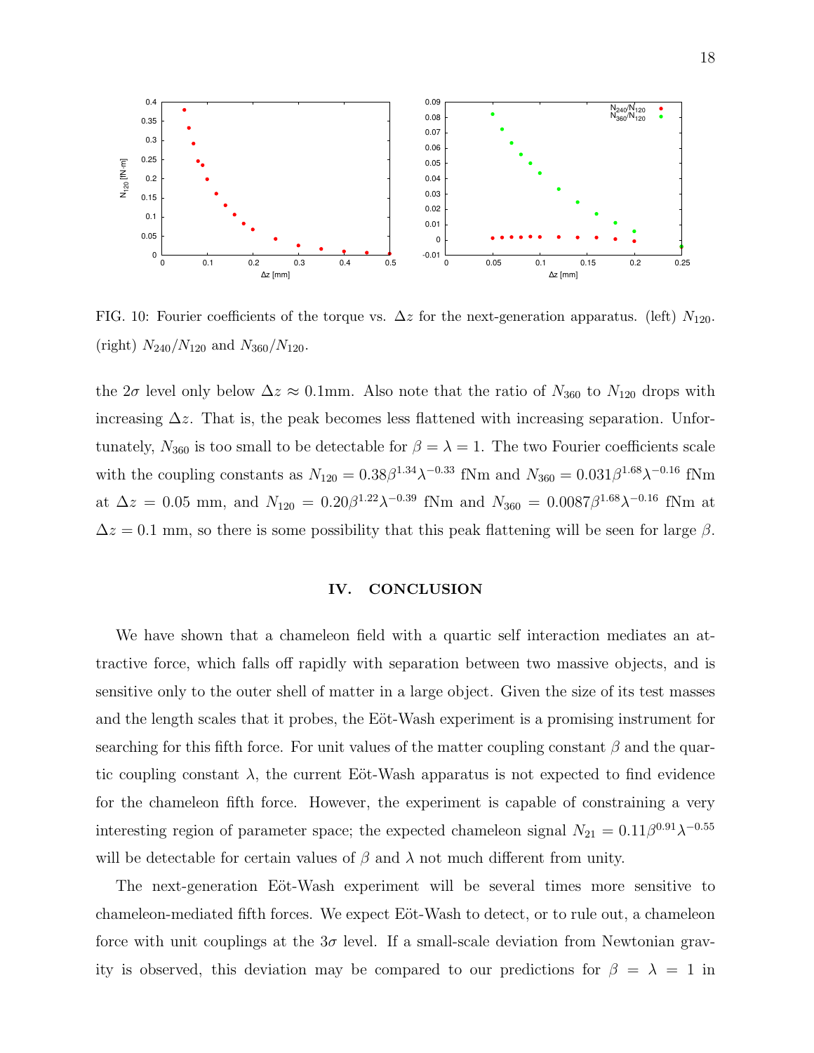FIG. 10: Fourier coefficients of the torque vs. $\Delta z$ for the next-generation apparatus. (left) $N_{120}$. (right) $N_{240}/N_{120}$ and $N_{360}/N_{120}$.

the $2\sigma$ level only below $\Delta z \approx 0.1$mm. Also note that the ratio of $N_{360}$ to $N_{120}$ drops with increasing $\Delta z$. That is, the peak becomes less flattened with increasing separation. Unfortunately, $N_{360}$ is too small to be detectable for $\beta = \lambda = 1$. The two Fourier coefficients scale with the coupling constants as $N_{120} = 0.38\beta^{1.34}\lambda^{-0.33}$ fNm and $N_{360} = 0.031\beta^{1.68}\lambda^{-0.16}$ fNm at $\Delta z = 0.05$ mm, and $N_{120} = 0.20\beta^{1.22}\lambda^{-0.39}$ fNm and $N_{360} = 0.0087\beta^{1.68}\lambda^{-0.16}$ fNm at $\Delta z = 0.1$ mm, so there is some possibility that this peak flattening will be seen for large $\beta$.

## IV. CONCLUSION

We have shown that a chameleon field with a quartic self interaction mediates an attractive force, which falls off rapidly with separation between two massive objects, and is sensitive only to the outer shell of matter in a large object. Given the size of its test masses and the length scales that it probes, the Eöt-Wash experiment is a promising instrument for searching for this fifth force. For unit values of the matter coupling constant $\beta$ and the quartic coupling constant $\lambda$, the current Eöt-Wash apparatus is not expected to find evidence for the chameleon fifth force. However, the experiment is capable of constraining a very interesting region of parameter space; the expected chameleon signal $N_{21} = 0.11\beta^{0.91}\lambda^{-0.55}$ will be detectable for certain values of $\beta$ and $\lambda$ not much different from unity.

The next-generation Eöt-Wash experiment will be several times more sensitive to chameleon-mediated fifth forces. We expect Eöt-Wash to detect, or to rule out, a chameleon force with unit couplings at the $3\sigma$ level. If a small-scale deviation from Newtonian gravity is observed, this deviation may be compared to our predictions for $\beta = \lambda = 1$ in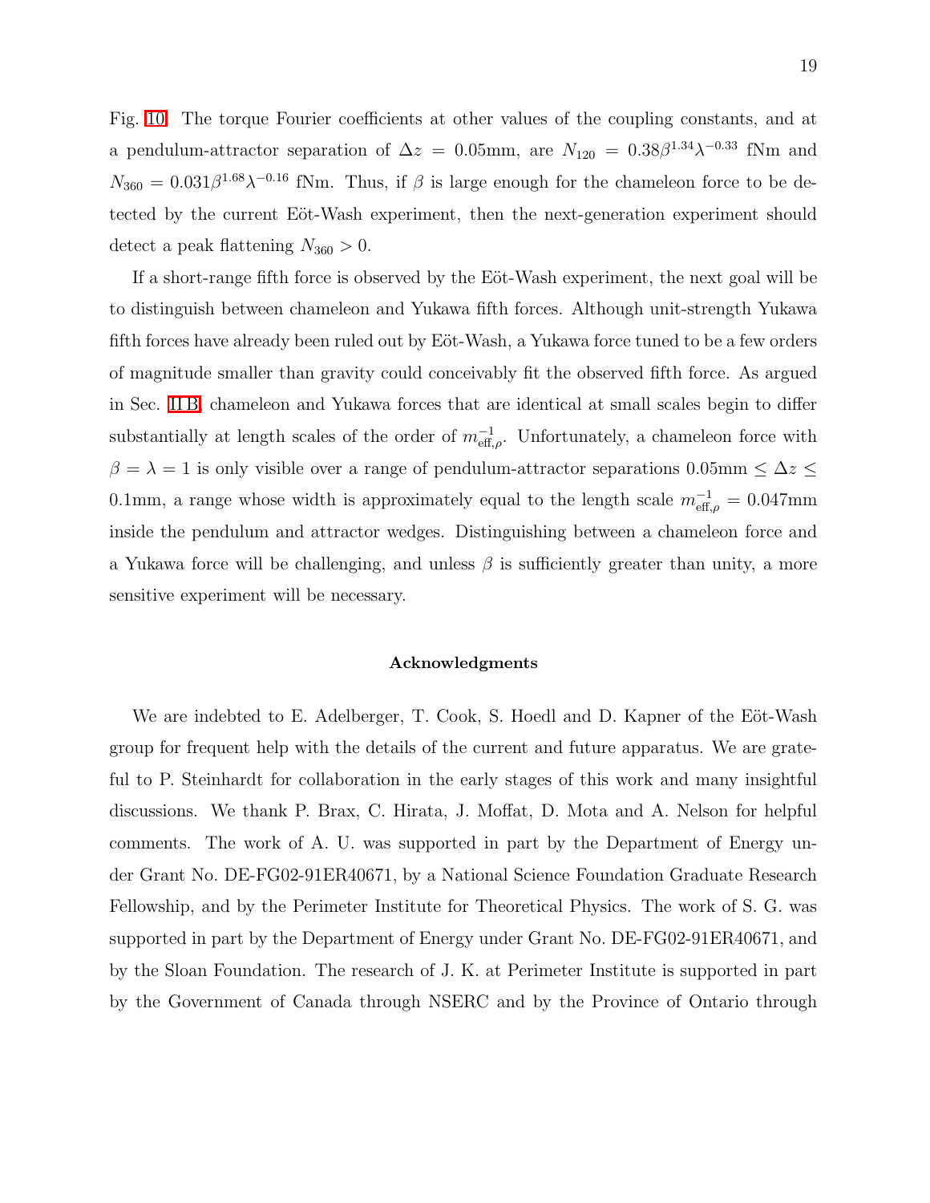Fig. 10. The torque Fourier coefficients at other values of the coupling constants, and at a pendulum-attractor separation of $\Delta z = 0.05$mm, are $N_{120} = 0.38\beta^{1.34}\lambda^{-0.33}$ fNm and $N_{360} = 0.031\beta^{1.68}\lambda^{-0.16}$ fNm. Thus, if $\beta$ is large enough for the chameleon force to be detected by the current Eöt-Wash experiment, then the next-generation experiment should detect a peak flattening $N_{360} > 0$.

If a short-range fifth force is observed by the Eöt-Wash experiment, the next goal will be to distinguish between chameleon and Yukawa fifth forces. Although unit-strength Yukawa fifth forces have already been ruled out by Eöt-Wash, a Yukawa force tuned to be a few orders of magnitude smaller than gravity could conceivably fit the observed fifth force. As argued in Sec. II B, chameleon and Yukawa forces that are identical at small scales begin to differ substantially at length scales of the order of $m_{\mathrm{eff},\rho}^{-1}$. Unfortunately, a chameleon force with $\beta = \lambda = 1$ is only visible over a range of pendulum-attractor separations $0.05\text{mm} \leq \Delta z \leq 0.1\text{mm}$, a range whose width is approximately equal to the length scale $m_{\mathrm{eff},\rho}^{-1} = 0.047$mm inside the pendulum and attractor wedges. Distinguishing between a chameleon force and a Yukawa force will be challenging, and unless $\beta$ is sufficiently greater than unity, a more sensitive experiment will be necessary.

### Acknowledgments

We are indebted to E. Adelberger, T. Cook, S. Hoedl and D. Kapner of the Eöt-Wash group for frequent help with the details of the current and future apparatus. We are grateful to P. Steinhardt for collaboration in the early stages of this work and many insightful discussions. We thank P. Brax, C. Hirata, J. Moffat, D. Mota and A. Nelson for helpful comments. The work of A. U. was supported in part by the Department of Energy under Grant No. DE-FG02-91ER40671, by a National Science Foundation Graduate Research Fellowship, and by the Perimeter Institute for Theoretical Physics. The work of S. G. was supported in part by the Department of Energy under Grant No. DE-FG02-91ER40671, and by the Sloan Foundation. The research of J. K. at Perimeter Institute is supported in part by the Government of Canada through NSERC and by the Province of Ontario through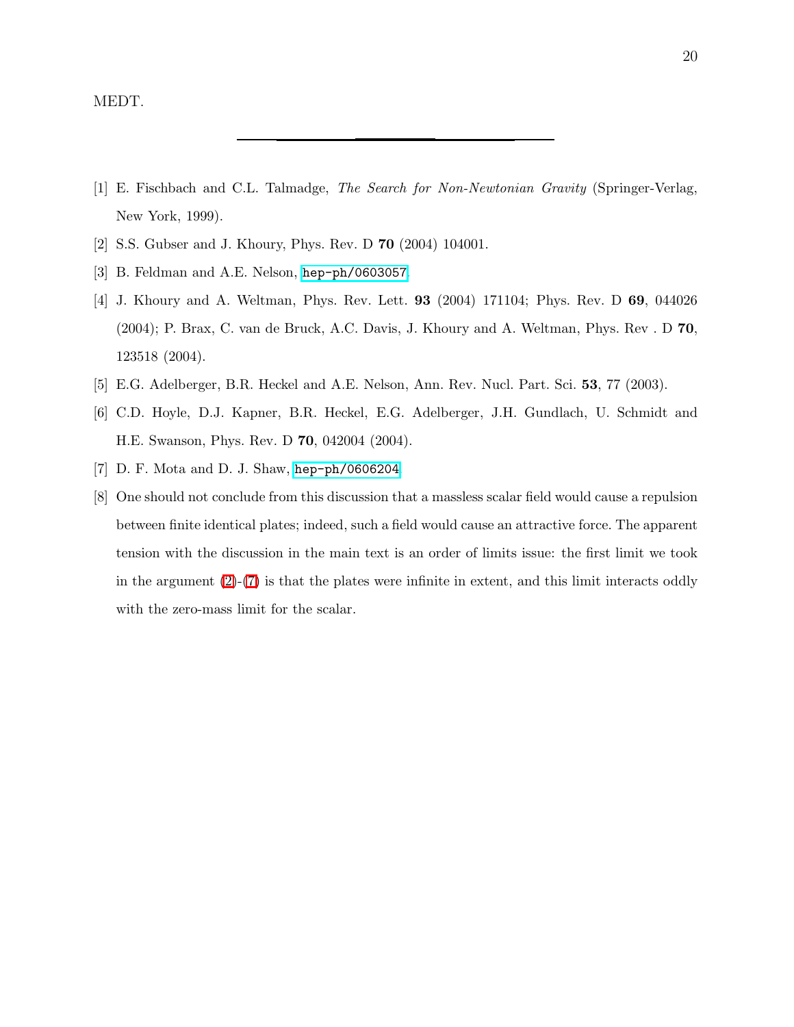MEDT.

---

[1] E. Fischbach and C.L. Talmadge, *The Search for Non-Newtonian Gravity* (Springer-Verlag, New York, 1999).

[2] S.S. Gubser and J. Khoury, Phys. Rev. D **70** (2004) 104001.

[3] B. Feldman and A.E. Nelson, hep-ph/0603057.

[4] J. Khoury and A. Weltman, Phys. Rev. Lett. **93** (2004) 171104; Phys. Rev. D **69**, 044026 (2004); P. Brax, C. van de Bruck, A.C. Davis, J. Khoury and A. Weltman, Phys. Rev . D **70**, 123518 (2004).

[5] E.G. Adelberger, B.R. Heckel and A.E. Nelson, Ann. Rev. Nucl. Part. Sci. **53**, 77 (2003).

[6] C.D. Hoyle, D.J. Kapner, B.R. Heckel, E.G. Adelberger, J.H. Gundlach, U. Schmidt and H.E. Swanson, Phys. Rev. D **70**, 042004 (2004).

[7] D. F. Mota and D. J. Shaw, hep-ph/0606204.

[8] One should not conclude from this discussion that a massless scalar field would cause a repulsion between finite identical plates; indeed, such a field would cause an attractive force. The apparent tension with the discussion in the main text is an order of limits issue: the first limit we took in the argument (2)-(7) is that the plates were infinite in extent, and this limit interacts oddly with the zero-mass limit for the scalar.